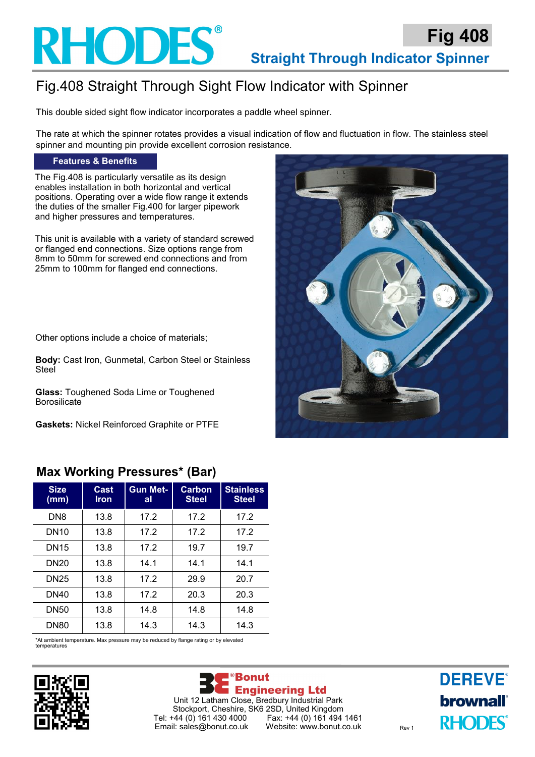# Fig 408

## Straight Through Indicator Spinner

# Fig.408 Straight Through Sight Flow Indicator with Spinner

This double sided sight flow indicator incorporates a paddle wheel spinner.

The rate at which the spinner rotates provides a visual indication of flow and fluctuation in flow. The stainless steel spinner and mounting pin provide excellent corrosion resistance.

### Features & Benefits

The Fig.408 is particularly versatile as its design enables installation in both horizontal and vertical positions. Operating over a wide flow range it extends the duties of the smaller Fig.400 for larger pipework and higher pressures and temperatures.

This unit is available with a variety of standard screwed or flanged end connections. Size options range from 8mm to 50mm for screwed end connections and from 25mm to 100mm for flanged end connections.

Other options include a choice of materials;

**Body:** Cast Iron, Gunmetal, Carbon Steel or Stainless Steel

**Glass:** Toughened Soda Lime or Toughened Borosilicate

**Gaskets:** Nickel Reinforced Graphite or PTFE

## Max Working Pressures* (Bar)

| Size (mm) | Cast Iron | Gun Metal | Carbon Steel | Stainless Steel |
|---|---|---|---|---|
| DN8 | 13.8 | 17.2 | 17.2 | 17.2 |
| DN10 | 13.8 | 17.2 | 17.2 | 17.2 |
| DN15 | 13.8 | 17.2 | 19.7 | 19.7 |
| DN20 | 13.8 | 14.1 | 14.1 | 14.1 |
| DN25 | 13.8 | 17.2 | 29.9 | 20.7 |
| DN40 | 13.8 | 17.2 | 20.3 | 20.3 |
| DN50 | 13.8 | 14.8 | 14.8 | 14.8 |
| DN80 | 13.8 | 14.3 | 14.3 | 14.3 |

*At ambient temperature. Max pressure may be reduced by flange rating or by elevated temperatures

Bonut Engineering Ltd
Unit 12 Latham Close, Bredbury Industrial Park
Stockport, Cheshire, SK6 2SD, United Kingdom
Tel: +44 (0) 161 430 4000 Fax: +44 (0) 161 494 1461
Email: sales@bonut.co.uk Website: www.bonut.co.uk

Rev 1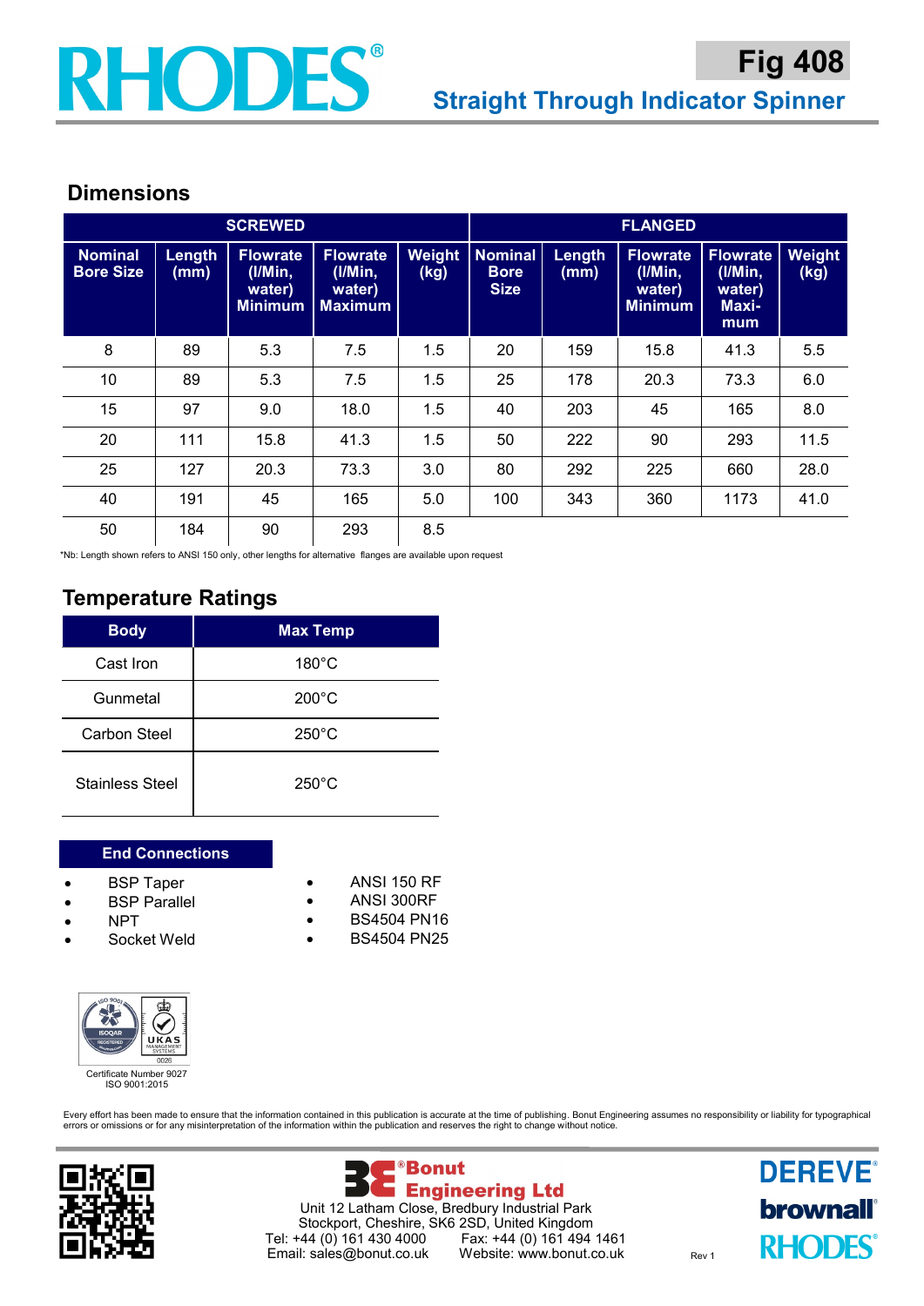# Fig 408

## Straight Through Indicator Spinner

## Dimensions

| SCREWED | | | | | FLANGED | | | | |
|---|---|---|---|---|---|---|---|---|---|
| Nominal Bore Size | Length (mm) | Flowrate (l/Min, water) Minimum | Flowrate (l/Min, water) Maximum | Weight (kg) | Nominal Bore Size | Length (mm) | Flowrate (l/Min, water) Minimum | Flowrate (l/Min, water) Maxi-mum | Weight (kg) |
| 8 | 89 | 5.3 | 7.5 | 1.5 | 20 | 159 | 15.8 | 41.3 | 5.5 |
| 10 | 89 | 5.3 | 7.5 | 1.5 | 25 | 178 | 20.3 | 73.3 | 6.0 |
| 15 | 97 | 9.0 | 18.0 | 1.5 | 40 | 203 | 45 | 165 | 8.0 |
| 20 | 111 | 15.8 | 41.3 | 1.5 | 50 | 222 | 90 | 293 | 11.5 |
| 25 | 127 | 20.3 | 73.3 | 3.0 | 80 | 292 | 225 | 660 | 28.0 |
| 40 | 191 | 45 | 165 | 5.0 | 100 | 343 | 360 | 1173 | 41.0 |
| 50 | 184 | 90 | 293 | 8.5 | | | | | |

*Nb: Length shown refers to ANSI 150 only, other lengths for alternative flanges are available upon request

## Temperature Ratings

| Body | Max Temp |
|---|---|
| Cast Iron | 180°C |
| Gunmetal | 200°C |
| Carbon Steel | 250°C |
| Stainless Steel | 250°C |

### End Connections

- BSP Taper
- BSP Parallel
- NPT
- Socket Weld
- ANSI 150 RF
- ANSI 300RF
- BS4504 PN16
- BS4504 PN25

Certificate Number 9027
ISO 9001:2015

Every effort has been made to ensure that the information contained in this publication is accurate at the time of publishing. Bonut Engineering assumes no responsibility or liability for typographical errors or omissions or for any misinterpretation of the information within the publication and reserves the right to change without notice.

Bonut Engineering Ltd
Unit 12 Latham Close, Bredbury Industrial Park
Stockport, Cheshire, SK6 2SD, United Kingdom
Tel: +44 (0) 161 430 4000 Fax: +44 (0) 161 494 1461
Email: sales@bonut.co.uk Website: www.bonut.co.uk

Rev 1